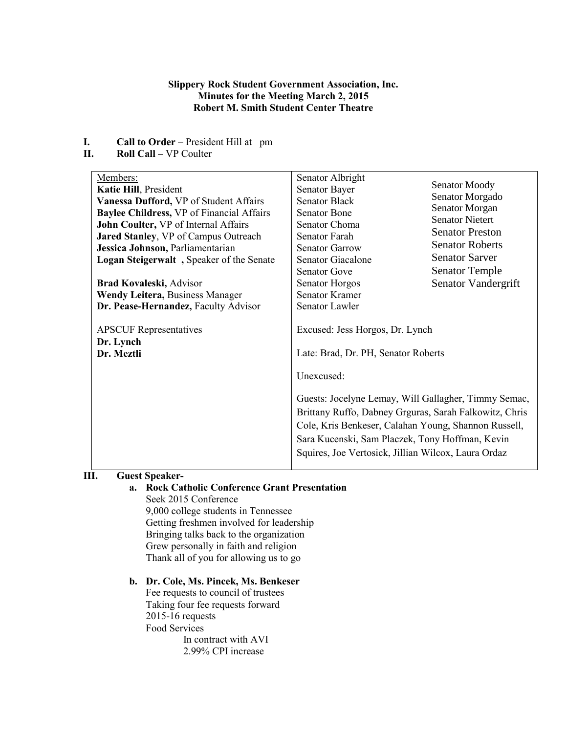**Slippery Rock Student Government Association, Inc.**
**Minutes for the Meeting March 2, 2015**
**Robert M. Smith Student Center Theatre**

**I. Call to Order –** President Hill at pm

**II. Roll Call –** VP Coulter

| Members: | Senators | |
|---|---|---|
| **Katie Hill**, President | Senator Albright | Senator Moody |
| **Vanessa Dufford,** VP of Student Affairs | Senator Bayer | Senator Morgado |
| **Baylee Childress,** VP of Financial Affairs | Senator Black | Senator Morgan |
| **John Coulter,** VP of Internal Affairs | Senator Bone | Senator Nietert |
| **Jared Stanley**, VP of Campus Outreach | Senator Choma | Senator Preston |
| **Jessica Johnson,** Parliamentarian | Senator Farah | Senator Roberts |
| **Logan Steigerwalt ,** Speaker of the Senate | Senator Garrow | Senator Sarver |
| | Senator Giacalone | Senator Temple |
| **Brad Kovaleski,** Advisor | Senator Gove | Senator Vandergrift |
| **Wendy Leitera,** Business Manager | Senator Horgos | |
| **Dr. Pease-Hernandez,** Faculty Advisor | Senator Kramer | |
| | Senator Lawler | |
| APSCUF Representatives | Excused: Jess Horgos, Dr. Lynch | |
| **Dr. Lynch** | Late: Brad, Dr. PH, Senator Roberts | |
| **Dr. Meztli** | Unexcused: | |
| | Guests: Jocelyne Lemay, Will Gallagher, Timmy Semac, Brittany Ruffo, Dabney Grguras, Sarah Falkowitz, Chris Cole, Kris Benkeser, Calahan Young, Shannon Russell, Sara Kucenski, Sam Placzek, Tony Hoffman, Kevin Squires, Joe Vertosick, Jillian Wilcox, Laura Ordaz | |

**III. Guest Speaker-**

**a. Rock Catholic Conference Grant Presentation**

Seek 2015 Conference
9,000 college students in Tennessee
Getting freshmen involved for leadership
Bringing talks back to the organization
Grew personally in faith and religion
Thank all of you for allowing us to go

**b. Dr. Cole, Ms. Pincek, Ms. Benkeser**

Fee requests to council of trustees
Taking four fee requests forward
2015-16 requests
Food Services
- In contract with AVI
- 2.99% CPI increase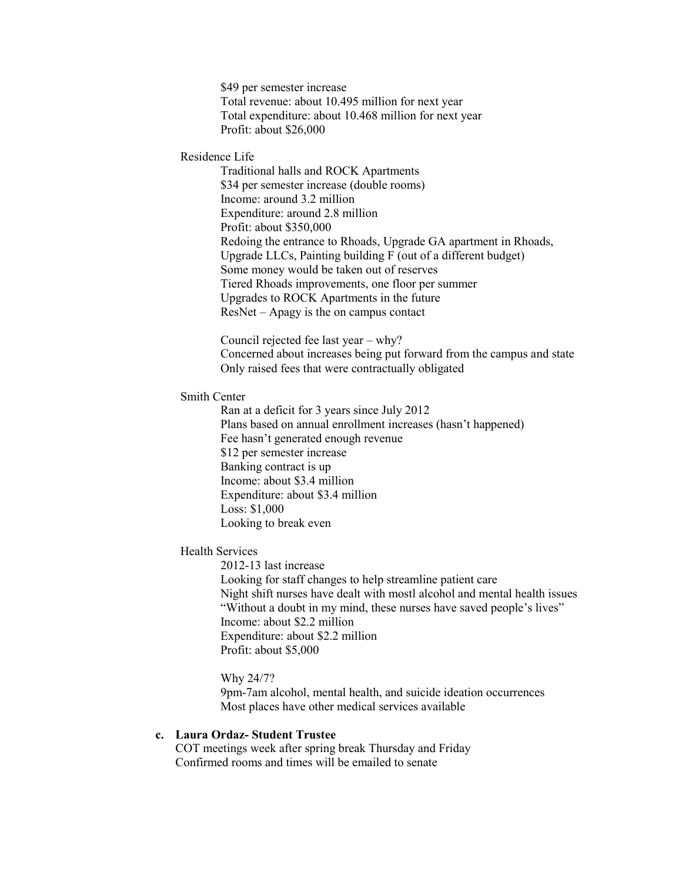$49 per semester increase
Total revenue: about 10.495 million for next year
Total expenditure: about 10.468 million for next year
Profit: about $26,000

Residence Life

Traditional halls and ROCK Apartments
$34 per semester increase (double rooms)
Income: around 3.2 million
Expenditure: around 2.8 million
Profit: about $350,000
Redoing the entrance to Rhoads, Upgrade GA apartment in Rhoads, Upgrade LLCs, Painting building F (out of a different budget)
Some money would be taken out of reserves
Tiered Rhoads improvements, one floor per summer
Upgrades to ROCK Apartments in the future
ResNet – Apagy is the on campus contact

Council rejected fee last year – why?
Concerned about increases being put forward from the campus and state
Only raised fees that were contractually obligated

Smith Center

Ran at a deficit for 3 years since July 2012
Plans based on annual enrollment increases (hasn't happened)
Fee hasn't generated enough revenue
$12 per semester increase
Banking contract is up
Income: about $3.4 million
Expenditure: about $3.4 million
Loss: $1,000
Looking to break even

Health Services

2012-13 last increase
Looking for staff changes to help streamline patient care
Night shift nurses have dealt with mostl alcohol and mental health issues
"Without a doubt in my mind, these nurses have saved people's lives"
Income: about $2.2 million
Expenditure: about $2.2 million
Profit: about $5,000

Why 24/7?
9pm-7am alcohol, mental health, and suicide ideation occurrences
Most places have other medical services available

**c. Laura Ordaz- Student Trustee**

COT meetings week after spring break Thursday and Friday
Confirmed rooms and times will be emailed to senate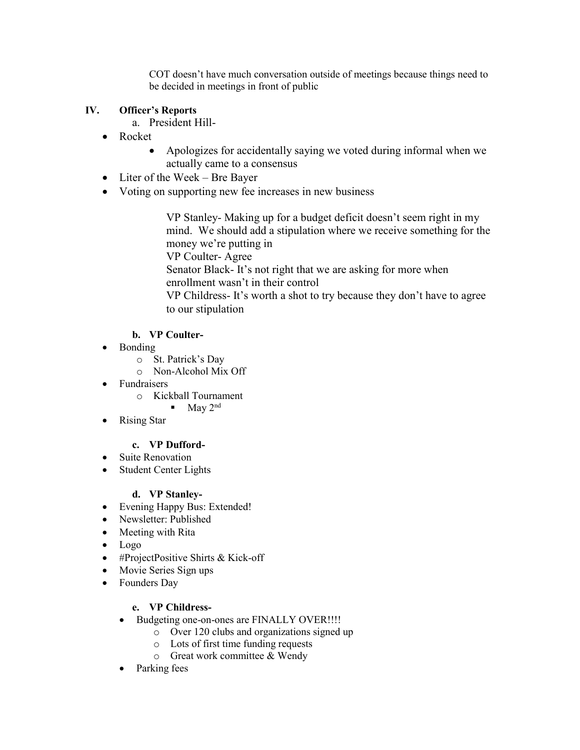COT doesn't have much conversation outside of meetings because things need to be decided in meetings in front of public

## IV. Officer's Reports

a. President Hill-

- Rocket
    - Apologizes for accidentally saying we voted during informal when we actually came to a consensus
- Liter of the Week – Bre Bayer
- Voting on supporting new fee increases in new business

  VP Stanley- Making up for a budget deficit doesn't seem right in my mind. We should add a stipulation where we receive something for the money we're putting in
  VP Coulter- Agree
  Senator Black- It's not right that we are asking for more when enrollment wasn't in their control
  VP Childress- It's worth a shot to try because they don't have to agree to our stipulation

**b. VP Coulter-**

- Bonding
    - St. Patrick's Day
    - Non-Alcohol Mix Off
- Fundraisers
    - Kickball Tournament
        - May 2nd
- Rising Star

**c. VP Dufford-**

- Suite Renovation
- Student Center Lights

**d. VP Stanley-**

- Evening Happy Bus: Extended!
- Newsletter: Published
- Meeting with Rita
- Logo
- #ProjectPositive Shirts & Kick-off
- Movie Series Sign ups
- Founders Day

**e. VP Childress-**

- Budgeting one-on-ones are FINALLY OVER!!!!
    - Over 120 clubs and organizations signed up
    - Lots of first time funding requests
    - Great work committee & Wendy
- Parking fees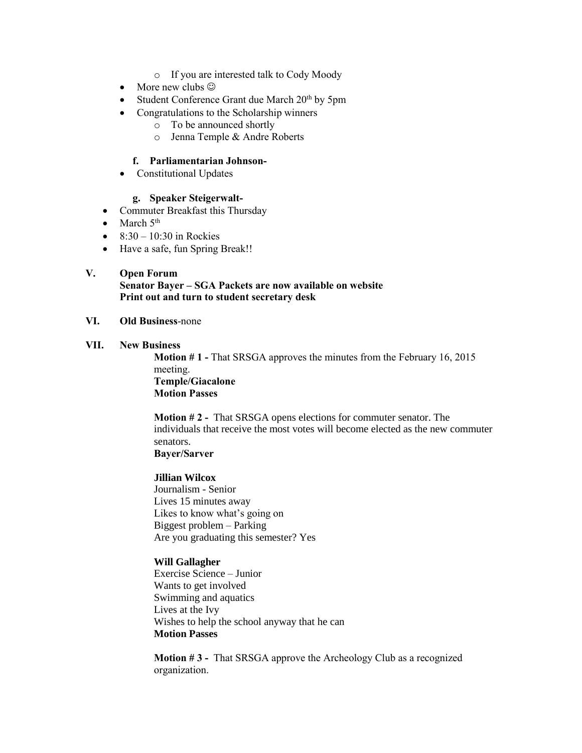- If you are interested talk to Cody Moody
- More new clubs ☺
- Student Conference Grant due March 20th by 5pm
- Congratulations to the Scholarship winners
   - To be announced shortly
   - Jenna Temple & Andre Roberts

**f. Parliamentarian Johnson-**

- Constitutional Updates

**g. Speaker Steigerwalt-**

- Commuter Breakfast this Thursday
- March 5th
- 8:30 – 10:30 in Rockies
- Have a safe, fun Spring Break!!

## V. Open Forum

**Senator Bayer – SGA Packets are now available on website**
**Print out and turn to student secretary desk**

## VI. Old Business-none

## VII. New Business

**Motion # 1 -** That SRSGA approves the minutes from the February 16, 2015 meeting.
**Temple/Giacalone**
**Motion Passes**

**Motion # 2 -** That SRSGA opens elections for commuter senator. The individuals that receive the most votes will become elected as the new commuter senators.
**Bayer/Sarver**

**Jillian Wilcox**
Journalism - Senior
Lives 15 minutes away
Likes to know what's going on
Biggest problem – Parking
Are you graduating this semester? Yes

**Will Gallagher**
Exercise Science – Junior
Wants to get involved
Swimming and aquatics
Lives at the Ivy
Wishes to help the school anyway that he can
**Motion Passes**

**Motion # 3 -** That SRSGA approve the Archeology Club as a recognized organization.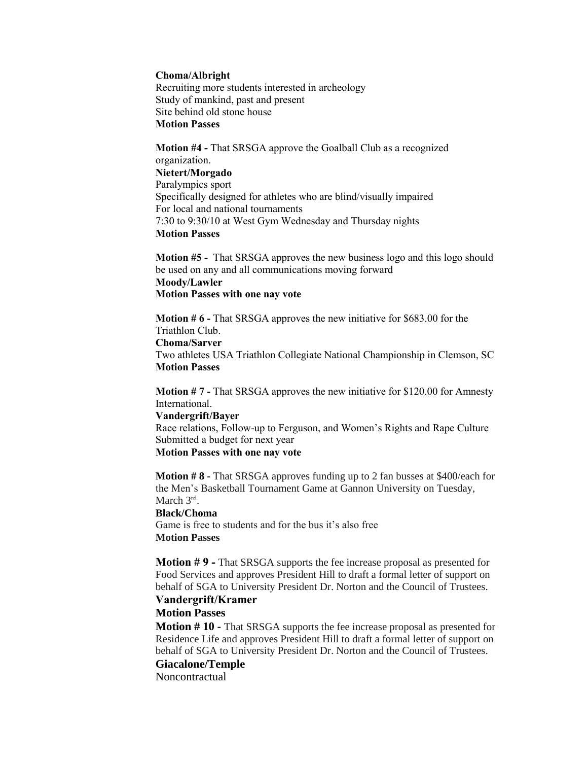**Choma/Albright**
Recruiting more students interested in archeology
Study of mankind, past and present
Site behind old stone house
**Motion Passes**

**Motion #4 -** That SRSGA approve the Goalball Club as a recognized organization.
**Nietert/Morgado**
Paralympics sport
Specifically designed for athletes who are blind/visually impaired
For local and national tournaments
7:30 to 9:30/10 at West Gym Wednesday and Thursday nights
**Motion Passes**

**Motion #5 -** That SRSGA approves the new business logo and this logo should be used on any and all communications moving forward
**Moody/Lawler**
**Motion Passes with one nay vote**

**Motion # 6 -** That SRSGA approves the new initiative for $683.00 for the Triathlon Club.
**Choma/Sarver**
Two athletes USA Triathlon Collegiate National Championship in Clemson, SC
**Motion Passes**

**Motion # 7 -** That SRSGA approves the new initiative for $120.00 for Amnesty International.
**Vandergrift/Bayer**
Race relations, Follow-up to Ferguson, and Women's Rights and Rape Culture
Submitted a budget for next year
**Motion Passes with one nay vote**

**Motion # 8 -** That SRSGA approves funding up to 2 fan busses at $400/each for the Men's Basketball Tournament Game at Gannon University on Tuesday, March 3rd.
**Black/Choma**
Game is free to students and for the bus it's also free
**Motion Passes**

**Motion # 9 -** That SRSGA supports the fee increase proposal as presented for Food Services and approves President Hill to draft a formal letter of support on behalf of SGA to University President Dr. Norton and the Council of Trustees.
**Vandergrift/Kramer**
**Motion Passes**

**Motion # 10 -** That SRSGA supports the fee increase proposal as presented for Residence Life and approves President Hill to draft a formal letter of support on behalf of SGA to University President Dr. Norton and the Council of Trustees.
**Giacalone/Temple**
Noncontractual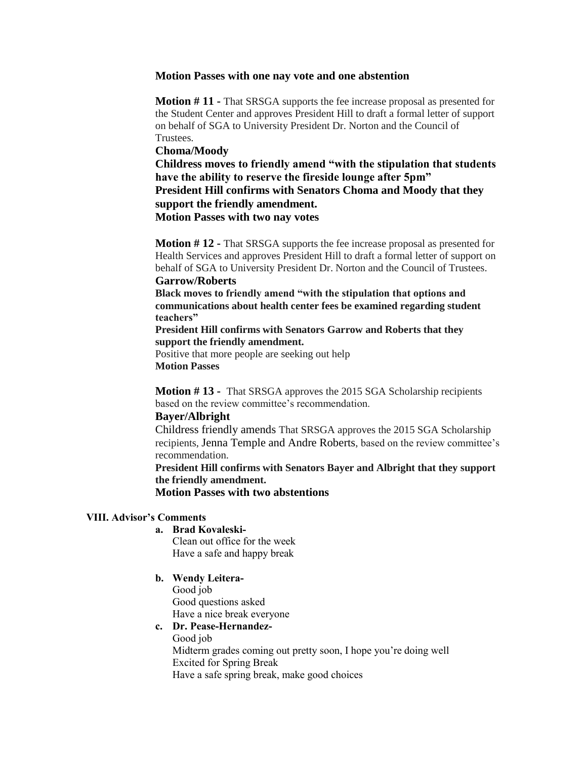**Motion Passes with one nay vote and one abstention**

**Motion # 11 -** That SRSGA supports the fee increase proposal as presented for the Student Center and approves President Hill to draft a formal letter of support on behalf of SGA to University President Dr. Norton and the Council of Trustees.

**Choma/Moody**

**Childress moves to friendly amend "with the stipulation that students have the ability to reserve the fireside lounge after 5pm"**

**President Hill confirms with Senators Choma and Moody that they support the friendly amendment.**

**Motion Passes with two nay votes**

**Motion # 12 -** That SRSGA supports the fee increase proposal as presented for Health Services and approves President Hill to draft a formal letter of support on behalf of SGA to University President Dr. Norton and the Council of Trustees.

**Garrow/Roberts**

**Black moves to friendly amend "with the stipulation that options and communications about health center fees be examined regarding student teachers"**

**President Hill confirms with Senators Garrow and Roberts that they support the friendly amendment.**

Positive that more people are seeking out help

**Motion Passes**

**Motion # 13 -** That SRSGA approves the 2015 SGA Scholarship recipients based on the review committee's recommendation.

**Bayer/Albright**

Childress friendly amends That SRSGA approves the 2015 SGA Scholarship recipients, Jenna Temple and Andre Roberts, based on the review committee's recommendation.

**President Hill confirms with Senators Bayer and Albright that they support the friendly amendment.**

**Motion Passes with two abstentions**

**VIII. Advisor's Comments**

a. **Brad Kovaleski-**
   Clean out office for the week
   Have a safe and happy break

b. **Wendy Leitera-**
   Good job
   Good questions asked
   Have a nice break everyone

c. **Dr. Pease-Hernandez-**
   Good job
   Midterm grades coming out pretty soon, I hope you're doing well
   Excited for Spring Break
   Have a safe spring break, make good choices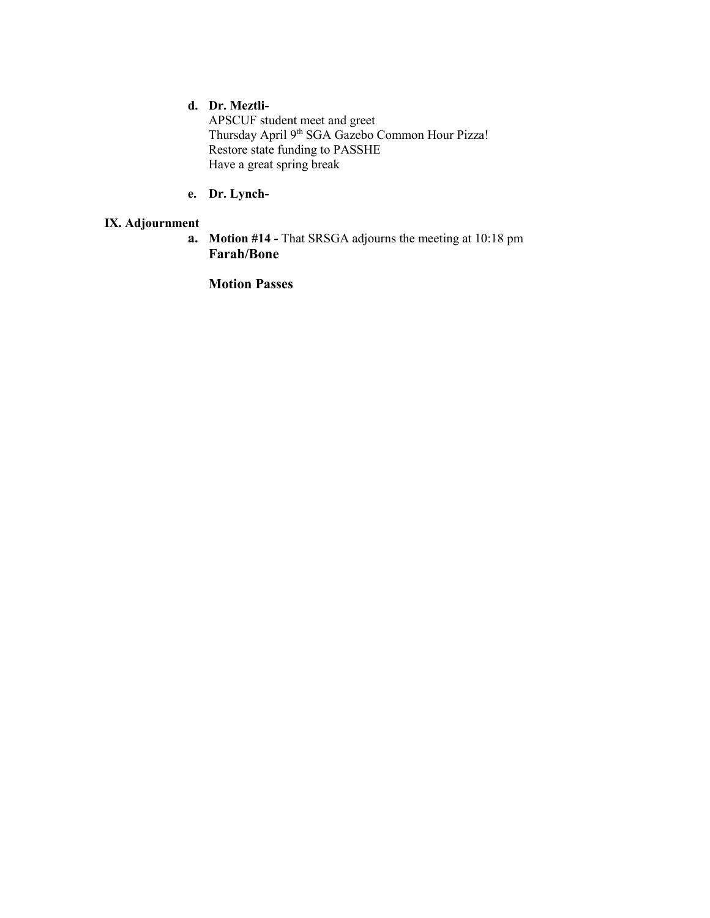d. **Dr. Meztli-**
   APSCUF student meet and greet
   Thursday April 9th SGA Gazebo Common Hour Pizza!
   Restore state funding to PASSHE
   Have a great spring break

e. **Dr. Lynch-**

## IX. Adjournment

a. **Motion #14 -** That SRSGA adjourns the meeting at 10:18 pm
   **Farah/Bone**

   **Motion Passes**